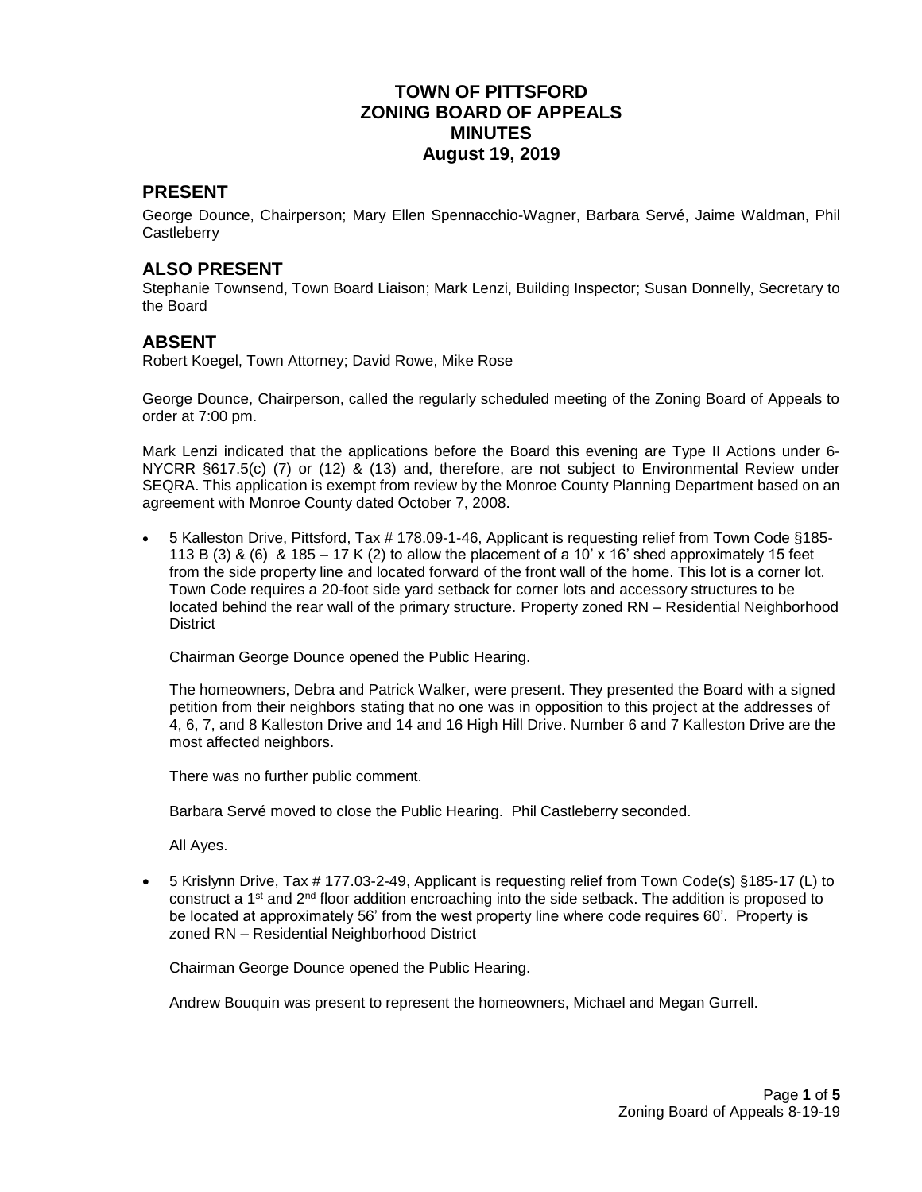# TOWN OF PITTSFORD
# ZONING BOARD OF APPEALS
# MINUTES
# August 19, 2019

## PRESENT

George Dounce, Chairperson; Mary Ellen Spennacchio-Wagner, Barbara Servé, Jaime Waldman, Phil Castleberry

## ALSO PRESENT

Stephanie Townsend, Town Board Liaison; Mark Lenzi, Building Inspector; Susan Donnelly, Secretary to the Board

## ABSENT

Robert Koegel, Town Attorney; David Rowe, Mike Rose

George Dounce, Chairperson, called the regularly scheduled meeting of the Zoning Board of Appeals to order at 7:00 pm.

Mark Lenzi indicated that the applications before the Board this evening are Type II Actions under 6-NYCRR §617.5(c) (7) or (12) & (13) and, therefore, are not subject to Environmental Review under SEQRA. This application is exempt from review by the Monroe County Planning Department based on an agreement with Monroe County dated October 7, 2008.

- 5 Kalleston Drive, Pittsford, Tax # 178.09-1-46, Applicant is requesting relief from Town Code §185-113 B (3) & (6) & 185 – 17 K (2) to allow the placement of a 10' x 16' shed approximately 15 feet from the side property line and located forward of the front wall of the home. This lot is a corner lot. Town Code requires a 20-foot side yard setback for corner lots and accessory structures to be located behind the rear wall of the primary structure. Property zoned RN – Residential Neighborhood District

  Chairman George Dounce opened the Public Hearing.

  The homeowners, Debra and Patrick Walker, were present. They presented the Board with a signed petition from their neighbors stating that no one was in opposition to this project at the addresses of 4, 6, 7, and 8 Kalleston Drive and 14 and 16 High Hill Drive. Number 6 and 7 Kalleston Drive are the most affected neighbors.

  There was no further public comment.

  Barbara Servé moved to close the Public Hearing. Phil Castleberry seconded.

  All Ayes.

- 5 Krislynn Drive, Tax # 177.03-2-49, Applicant is requesting relief from Town Code(s) §185-17 (L) to construct a 1st and 2nd floor addition encroaching into the side setback. The addition is proposed to be located at approximately 56' from the west property line where code requires 60'. Property is zoned RN – Residential Neighborhood District

  Chairman George Dounce opened the Public Hearing.

  Andrew Bouquin was present to represent the homeowners, Michael and Megan Gurrell.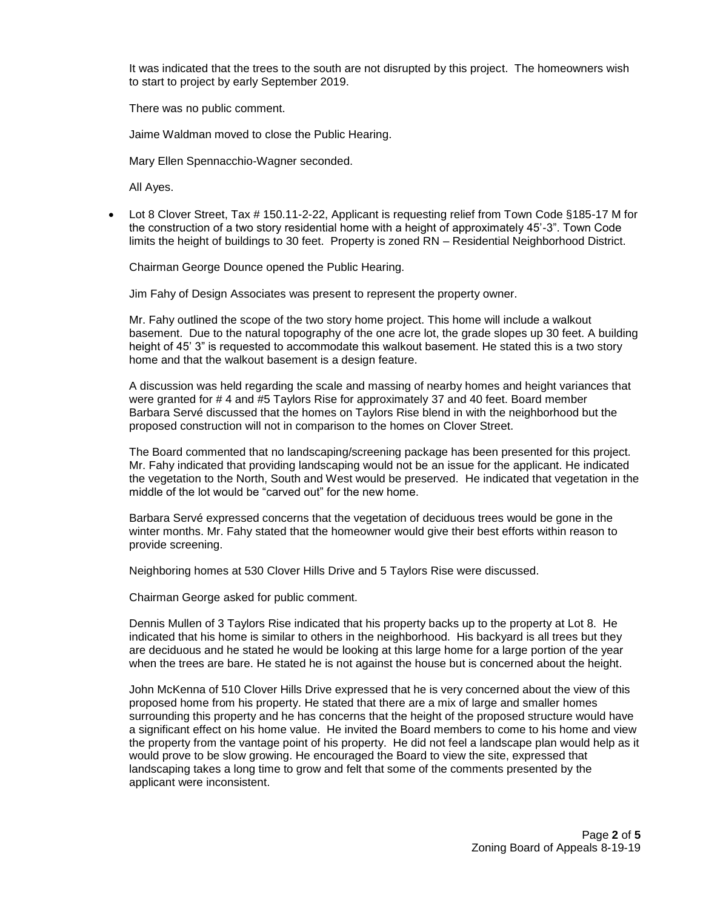It was indicated that the trees to the south are not disrupted by this project. The homeowners wish to start to project by early September 2019.

There was no public comment.

Jaime Waldman moved to close the Public Hearing.

Mary Ellen Spennacchio-Wagner seconded.

All Ayes.

- Lot 8 Clover Street, Tax # 150.11-2-22, Applicant is requesting relief from Town Code §185-17 M for the construction of a two story residential home with a height of approximately 45'-3". Town Code limits the height of buildings to 30 feet. Property is zoned RN – Residential Neighborhood District.

  Chairman George Dounce opened the Public Hearing.

  Jim Fahy of Design Associates was present to represent the property owner.

  Mr. Fahy outlined the scope of the two story home project. This home will include a walkout basement. Due to the natural topography of the one acre lot, the grade slopes up 30 feet. A building height of 45' 3" is requested to accommodate this walkout basement. He stated this is a two story home and that the walkout basement is a design feature.

  A discussion was held regarding the scale and massing of nearby homes and height variances that were granted for # 4 and #5 Taylors Rise for approximately 37 and 40 feet. Board member Barbara Servé discussed that the homes on Taylors Rise blend in with the neighborhood but the proposed construction will not in comparison to the homes on Clover Street.

  The Board commented that no landscaping/screening package has been presented for this project. Mr. Fahy indicated that providing landscaping would not be an issue for the applicant. He indicated the vegetation to the North, South and West would be preserved. He indicated that vegetation in the middle of the lot would be "carved out" for the new home.

  Barbara Servé expressed concerns that the vegetation of deciduous trees would be gone in the winter months. Mr. Fahy stated that the homeowner would give their best efforts within reason to provide screening.

  Neighboring homes at 530 Clover Hills Drive and 5 Taylors Rise were discussed.

  Chairman George asked for public comment.

  Dennis Mullen of 3 Taylors Rise indicated that his property backs up to the property at Lot 8. He indicated that his home is similar to others in the neighborhood. His backyard is all trees but they are deciduous and he stated he would be looking at this large home for a large portion of the year when the trees are bare. He stated he is not against the house but is concerned about the height.

  John McKenna of 510 Clover Hills Drive expressed that he is very concerned about the view of this proposed home from his property. He stated that there are a mix of large and smaller homes surrounding this property and he has concerns that the height of the proposed structure would have a significant effect on his home value. He invited the Board members to come to his home and view the property from the vantage point of his property. He did not feel a landscape plan would help as it would prove to be slow growing. He encouraged the Board to view the site, expressed that landscaping takes a long time to grow and felt that some of the comments presented by the applicant were inconsistent.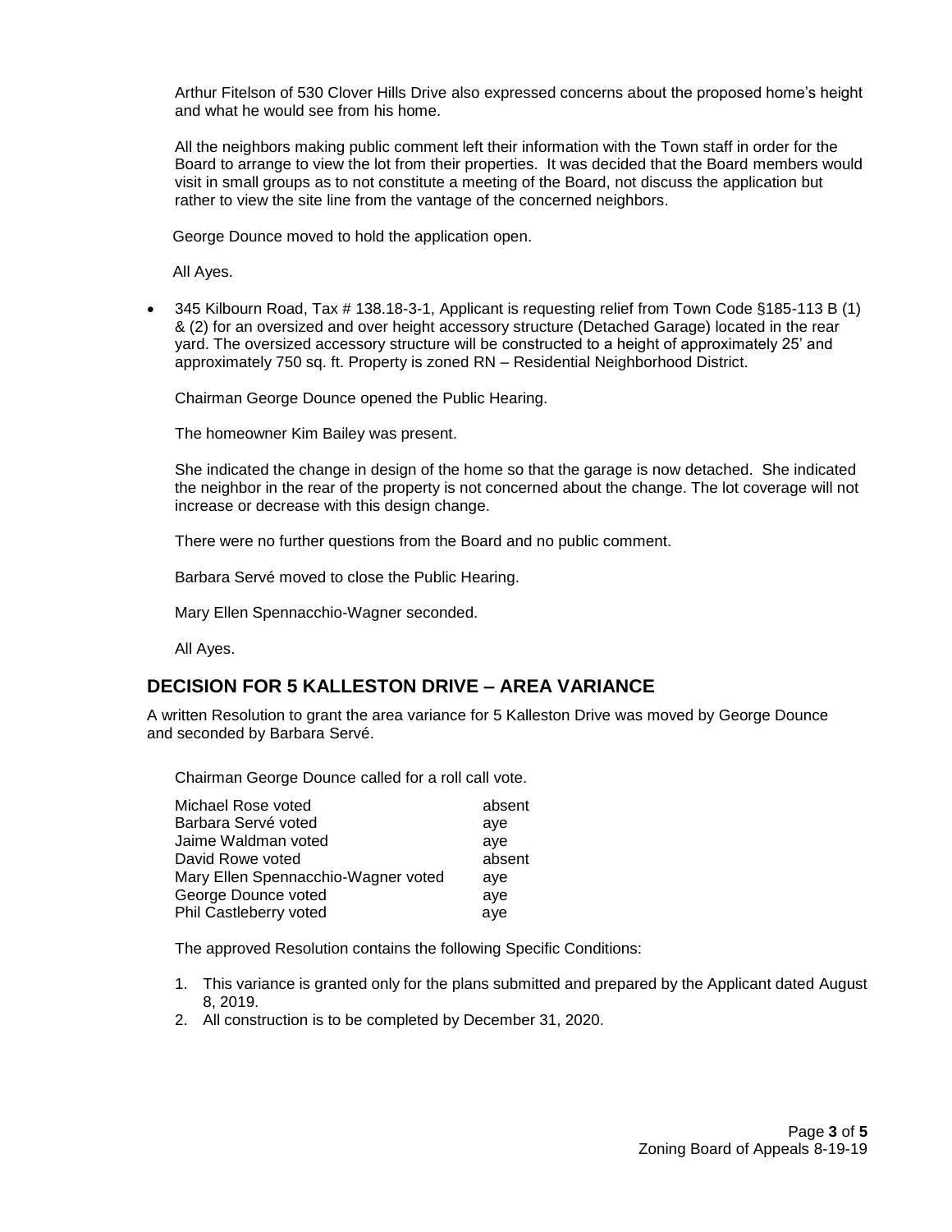Arthur Fitelson of 530 Clover Hills Drive also expressed concerns about the proposed home's height and what he would see from his home.

All the neighbors making public comment left their information with the Town staff in order for the Board to arrange to view the lot from their properties. It was decided that the Board members would visit in small groups as to not constitute a meeting of the Board, not discuss the application but rather to view the site line from the vantage of the concerned neighbors.

George Dounce moved to hold the application open.

All Ayes.

- 345 Kilbourn Road, Tax # 138.18-3-1, Applicant is requesting relief from Town Code §185-113 B (1) & (2) for an oversized and over height accessory structure (Detached Garage) located in the rear yard. The oversized accessory structure will be constructed to a height of approximately 25' and approximately 750 sq. ft. Property is zoned RN – Residential Neighborhood District.

  Chairman George Dounce opened the Public Hearing.

  The homeowner Kim Bailey was present.

  She indicated the change in design of the home so that the garage is now detached. She indicated the neighbor in the rear of the property is not concerned about the change. The lot coverage will not increase or decrease with this design change.

  There were no further questions from the Board and no public comment.

  Barbara Servé moved to close the Public Hearing.

  Mary Ellen Spennacchio-Wagner seconded.

  All Ayes.

## DECISION FOR 5 KALLESTON DRIVE – AREA VARIANCE

A written Resolution to grant the area variance for 5 Kalleston Drive was moved by George Dounce and seconded by Barbara Servé.

Chairman George Dounce called for a roll call vote.

| | |
|---|---|
| Michael Rose voted | absent |
| Barbara Servé voted | aye |
| Jaime Waldman voted | aye |
| David Rowe voted | absent |
| Mary Ellen Spennacchio-Wagner voted | aye |
| George Dounce voted | aye |
| Phil Castleberry voted | aye |

The approved Resolution contains the following Specific Conditions:

1. This variance is granted only for the plans submitted and prepared by the Applicant dated August 8, 2019.
2. All construction is to be completed by December 31, 2020.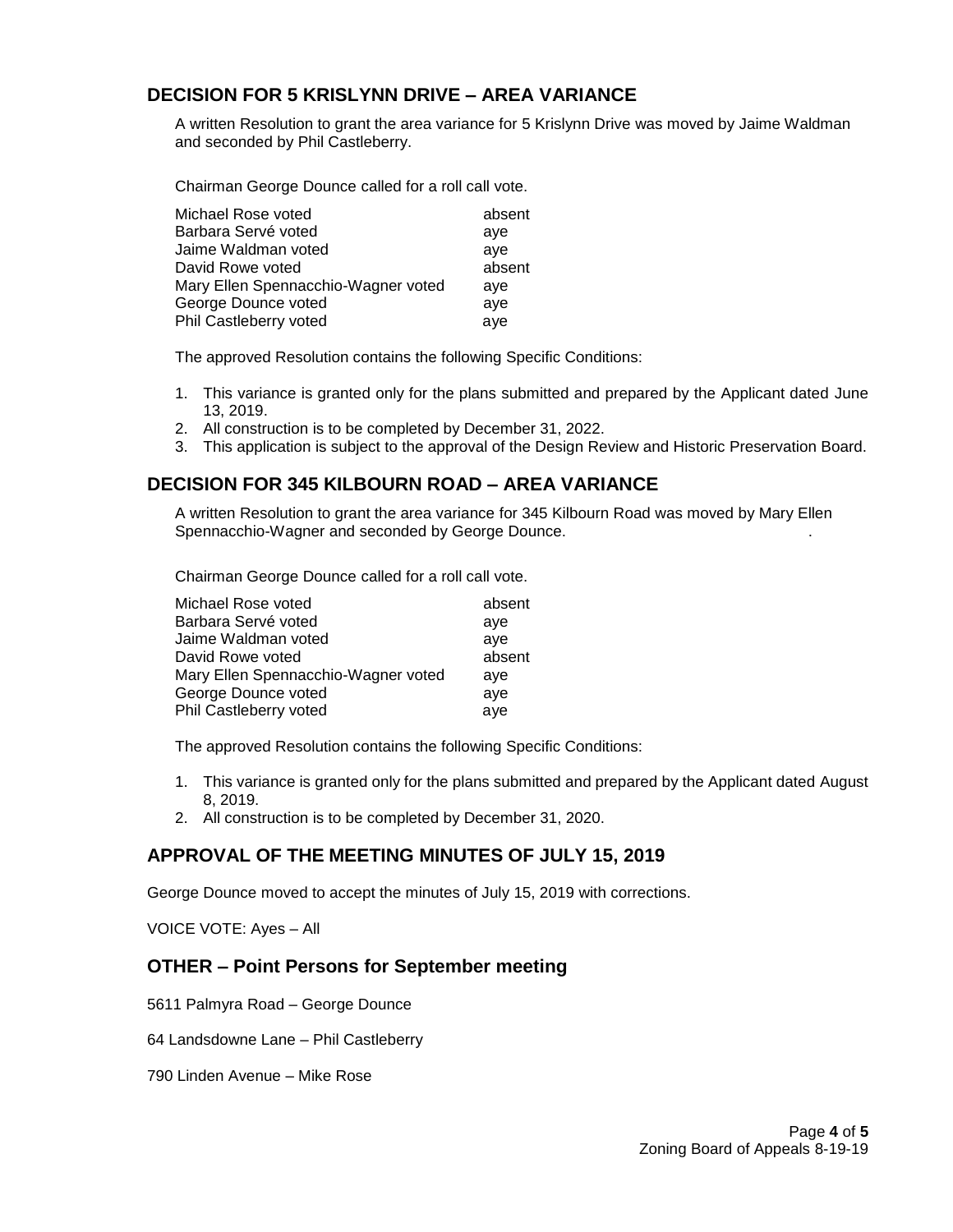## DECISION FOR 5 KRISLYNN DRIVE – AREA VARIANCE

A written Resolution to grant the area variance for 5 Krislynn Drive was moved by Jaime Waldman and seconded by Phil Castleberry.

Chairman George Dounce called for a roll call vote.

| | |
|---|---|
| Michael Rose voted | absent |
| Barbara Servé voted | aye |
| Jaime Waldman voted | aye |
| David Rowe voted | absent |
| Mary Ellen Spennacchio-Wagner voted | aye |
| George Dounce voted | aye |
| Phil Castleberry voted | aye |

The approved Resolution contains the following Specific Conditions:

1. This variance is granted only for the plans submitted and prepared by the Applicant dated June 13, 2019.
2. All construction is to be completed by December 31, 2022.
3. This application is subject to the approval of the Design Review and Historic Preservation Board.

## DECISION FOR 345 KILBOURN ROAD – AREA VARIANCE

A written Resolution to grant the area variance for 345 Kilbourn Road was moved by Mary Ellen Spennacchio-Wagner and seconded by George Dounce.

Chairman George Dounce called for a roll call vote.

| | |
|---|---|
| Michael Rose voted | absent |
| Barbara Servé voted | aye |
| Jaime Waldman voted | aye |
| David Rowe voted | absent |
| Mary Ellen Spennacchio-Wagner voted | aye |
| George Dounce voted | aye |
| Phil Castleberry voted | aye |

The approved Resolution contains the following Specific Conditions:

1. This variance is granted only for the plans submitted and prepared by the Applicant dated August 8, 2019.
2. All construction is to be completed by December 31, 2020.

## APPROVAL OF THE MEETING MINUTES OF JULY 15, 2019

George Dounce moved to accept the minutes of July 15, 2019 with corrections.

VOICE VOTE: Ayes – All

## OTHER – Point Persons for September meeting

5611 Palmyra Road – George Dounce

64 Landsdowne Lane – Phil Castleberry

790 Linden Avenue – Mike Rose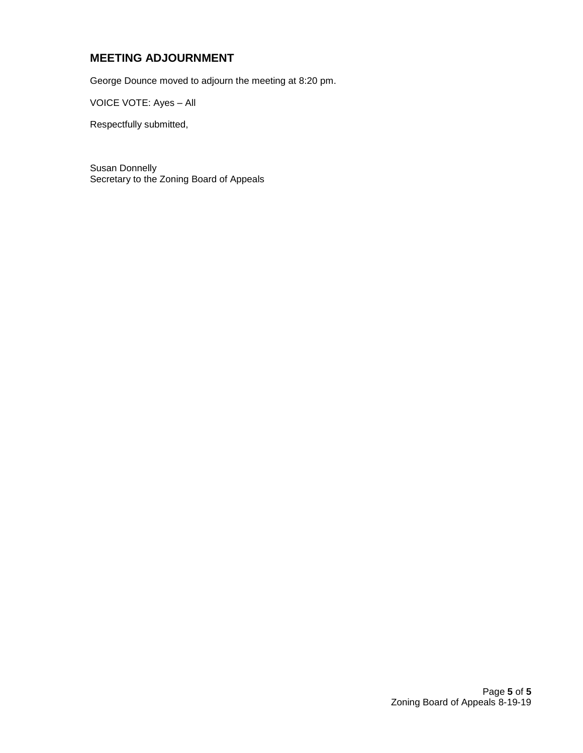## MEETING ADJOURNMENT

George Dounce moved to adjourn the meeting at 8:20 pm.

VOICE VOTE: Ayes – All

Respectfully submitted,

Susan Donnelly  
Secretary to the Zoning Board of Appeals